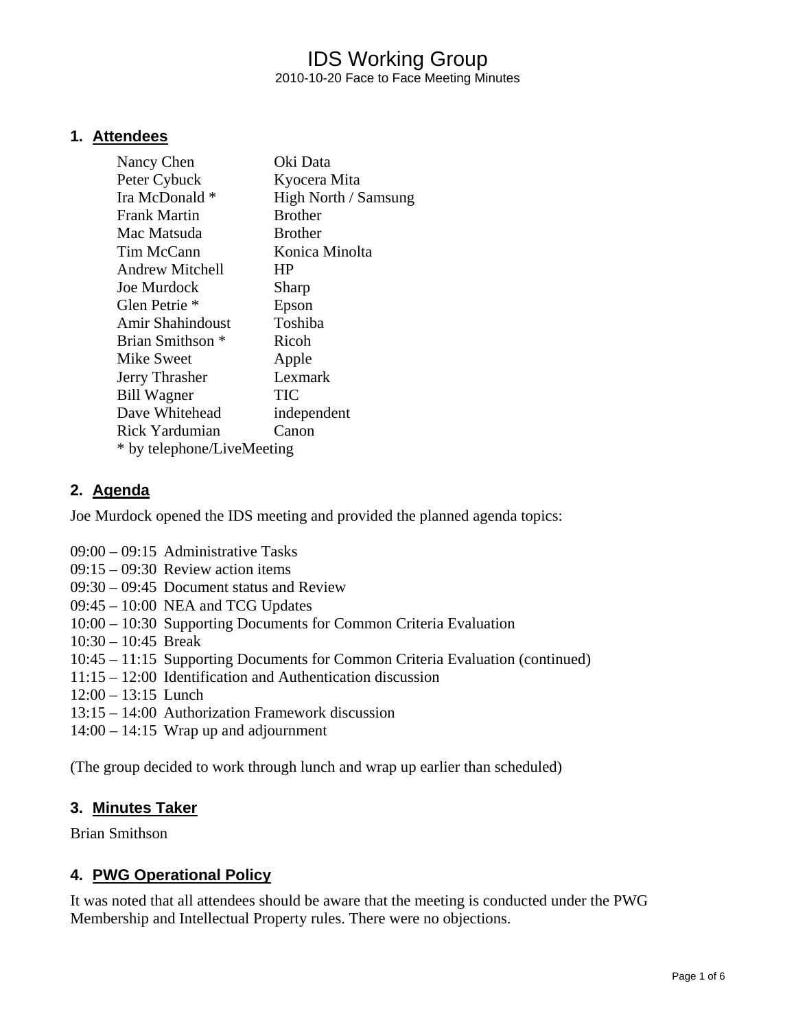# IDS Working Group

2010-10-20 Face to Face Meeting Minutes

## 1. Attendees

| | |
|---|---|
| Nancy Chen | Oki Data |
| Peter Cybuck | Kyocera Mita |
| Ira McDonald * | High North / Samsung |
| Frank Martin | Brother |
| Mac Matsuda | Brother |
| Tim McCann | Konica Minolta |
| Andrew Mitchell | HP |
| Joe Murdock | Sharp |
| Glen Petrie * | Epson |
| Amir Shahindoust | Toshiba |
| Brian Smithson * | Ricoh |
| Mike Sweet | Apple |
| Jerry Thrasher | Lexmark |
| Bill Wagner | TIC |
| Dave Whitehead | independent |
| Rick Yardumian | Canon |

* by telephone/LiveMeeting

## 2. Agenda

Joe Murdock opened the IDS meeting and provided the planned agenda topics:

09:00 – 09:15 Administrative Tasks
09:15 – 09:30 Review action items
09:30 – 09:45 Document status and Review
09:45 – 10:00 NEA and TCG Updates
10:00 – 10:30 Supporting Documents for Common Criteria Evaluation
10:30 – 10:45 Break
10:45 – 11:15 Supporting Documents for Common Criteria Evaluation (continued)
11:15 – 12:00 Identification and Authentication discussion
12:00 – 13:15 Lunch
13:15 – 14:00 Authorization Framework discussion
14:00 – 14:15 Wrap up and adjournment

(The group decided to work through lunch and wrap up earlier than scheduled)

## 3. Minutes Taker

Brian Smithson

## 4. PWG Operational Policy

It was noted that all attendees should be aware that the meeting is conducted under the PWG Membership and Intellectual Property rules. There were no objections.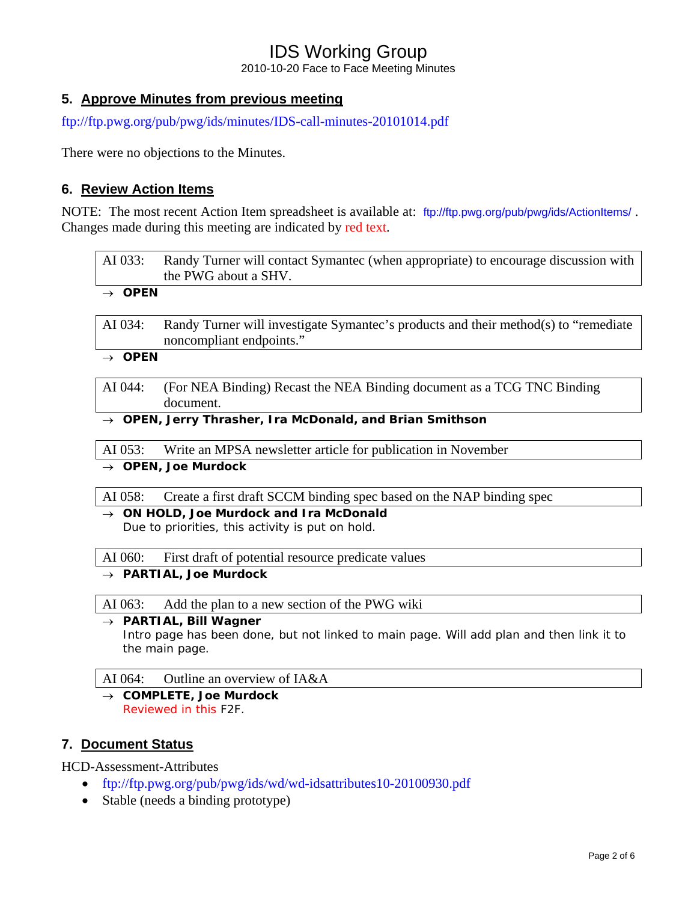## 5. Approve Minutes from previous meeting

ftp://ftp.pwg.org/pub/pwg/ids/minutes/IDS-call-minutes-20101014.pdf

There were no objections to the Minutes.

## 6. Review Action Items

NOTE: The most recent Action Item spreadsheet is available at: ftp://ftp.pwg.org/pub/pwg/ids/ActionItems/ . Changes made during this meeting are indicated by red text.

| AI 033: | Randy Turner will contact Symantec (when appropriate) to encourage discussion with the PWG about a SHV. |
|---|---|

→ **OPEN**

| AI 034: | Randy Turner will investigate Symantec's products and their method(s) to "remediate noncompliant endpoints." |
|---|---|

→ **OPEN**

| AI 044: | (For NEA Binding) Recast the NEA Binding document as a TCG TNC Binding document. |
|---|---|

→ **OPEN, Jerry Thrasher, Ira McDonald, and Brian Smithson**

| AI 053: | Write an MPSA newsletter article for publication in November |
|---|---|

→ **OPEN, Joe Murdock**

| AI 058: | Create a first draft SCCM binding spec based on the NAP binding spec |
|---|---|

→ **ON HOLD, Joe Murdock and Ira McDonald**
Due to priorities, this activity is put on hold.

| AI 060: | First draft of potential resource predicate values |
|---|---|

→ **PARTIAL, Joe Murdock**

| AI 063: | Add the plan to a new section of the PWG wiki |
|---|---|

→ **PARTIAL, Bill Wagner**
Intro page has been done, but not linked to main page. Will add plan and then link it to the main page.

| AI 064: | Outline an overview of IA&A |
|---|---|

→ **COMPLETE, Joe Murdock**
Reviewed in this F2F.

## 7. Document Status

HCD-Assessment-Attributes

- ftp://ftp.pwg.org/pub/pwg/ids/wd/wd-idsattributes10-20100930.pdf
- Stable (needs a binding prototype)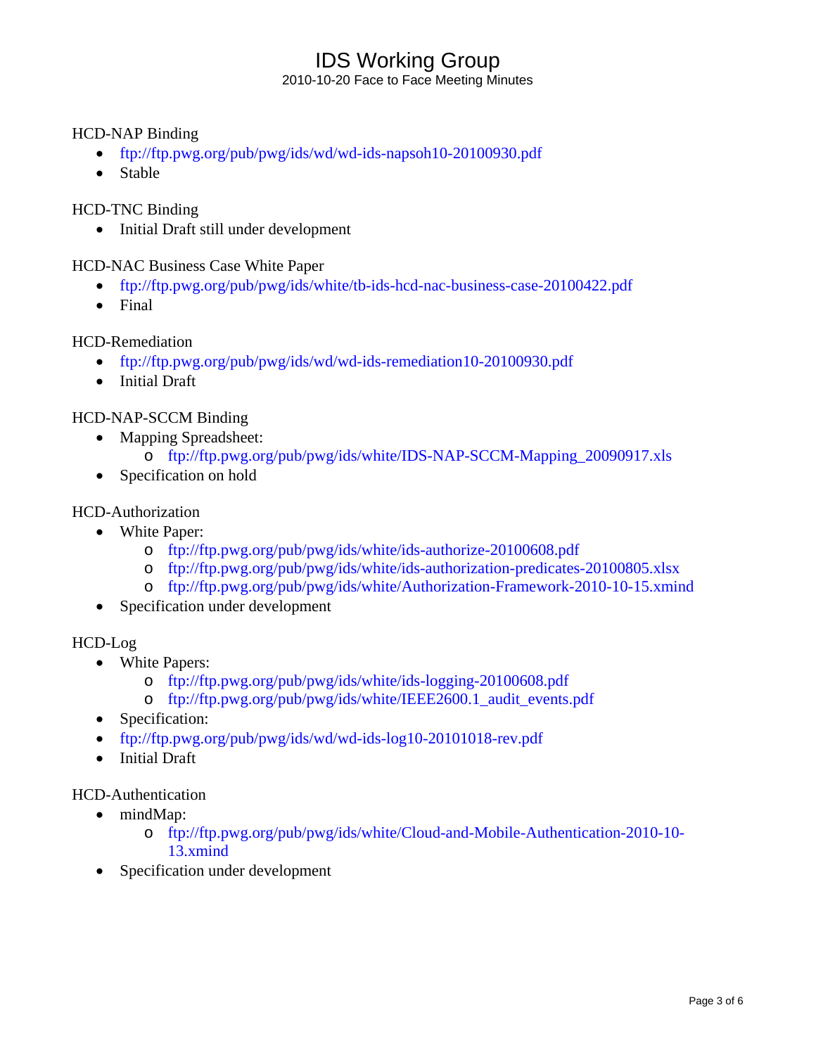HCD-NAP Binding

- ftp://ftp.pwg.org/pub/pwg/ids/wd/wd-ids-napsoh10-20100930.pdf
- Stable

HCD-TNC Binding

- Initial Draft still under development

HCD-NAC Business Case White Paper

- ftp://ftp.pwg.org/pub/pwg/ids/white/tb-ids-hcd-nac-business-case-20100422.pdf
- Final

HCD-Remediation

- ftp://ftp.pwg.org/pub/pwg/ids/wd/wd-ids-remediation10-20100930.pdf
- Initial Draft

HCD-NAP-SCCM Binding

- Mapping Spreadsheet:
  - ftp://ftp.pwg.org/pub/pwg/ids/white/IDS-NAP-SCCM-Mapping_20090917.xls
- Specification on hold

HCD-Authorization

- White Paper:
  - ftp://ftp.pwg.org/pub/pwg/ids/white/ids-authorize-20100608.pdf
  - ftp://ftp.pwg.org/pub/pwg/ids/white/ids-authorization-predicates-20100805.xlsx
  - ftp://ftp.pwg.org/pub/pwg/ids/white/Authorization-Framework-2010-10-15.xmind
- Specification under development

HCD-Log

- White Papers:
  - ftp://ftp.pwg.org/pub/pwg/ids/white/ids-logging-20100608.pdf
  - ftp://ftp.pwg.org/pub/pwg/ids/white/IEEE2600.1_audit_events.pdf
- Specification:
- ftp://ftp.pwg.org/pub/pwg/ids/wd/wd-ids-log10-20101018-rev.pdf
- Initial Draft

HCD-Authentication

- mindMap:
  - ftp://ftp.pwg.org/pub/pwg/ids/white/Cloud-and-Mobile-Authentication-2010-10-13.xmind
- Specification under development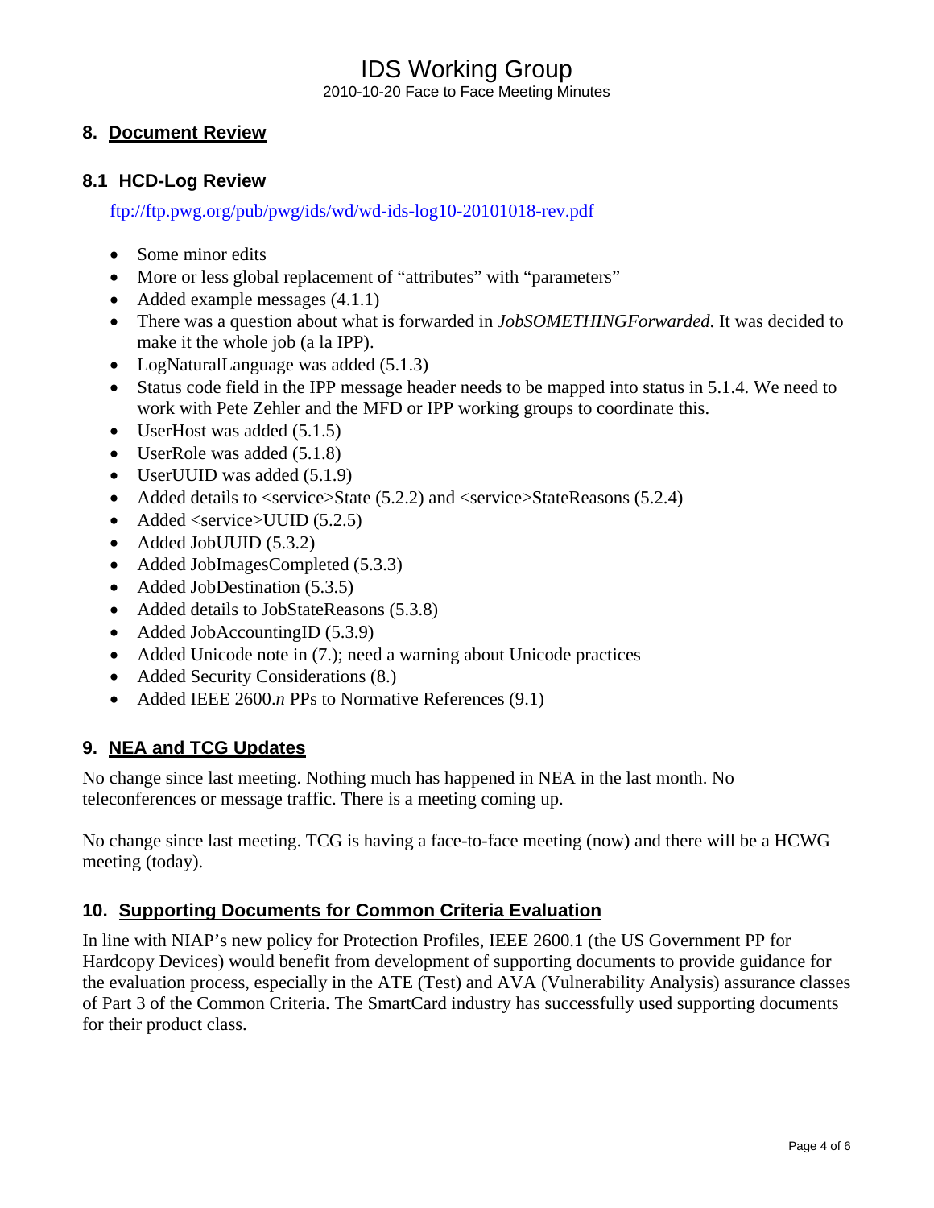## 8. Document Review

### 8.1 HCD-Log Review

ftp://ftp.pwg.org/pub/pwg/ids/wd/wd-ids-log10-20101018-rev.pdf

- Some minor edits
- More or less global replacement of “attributes” with “parameters”
- Added example messages (4.1.1)
- There was a question about what is forwarded in *JobSOMETHINGForwarded*. It was decided to make it the whole job (a la IPP).
- LogNaturalLanguage was added (5.1.3)
- Status code field in the IPP message header needs to be mapped into status in 5.1.4. We need to work with Pete Zehler and the MFD or IPP working groups to coordinate this.
- UserHost was added (5.1.5)
- UserRole was added (5.1.8)
- UserUUID was added (5.1.9)
- Added details to <service>State (5.2.2) and <service>StateReasons (5.2.4)
- Added <service>UUID (5.2.5)
- Added JobUUID (5.3.2)
- Added JobImagesCompleted (5.3.3)
- Added JobDestination (5.3.5)
- Added details to JobStateReasons (5.3.8)
- Added JobAccountingID (5.3.9)
- Added Unicode note in (7.); need a warning about Unicode practices
- Added Security Considerations (8.)
- Added IEEE 2600.*n* PPs to Normative References (9.1)

## 9. NEA and TCG Updates

No change since last meeting. Nothing much has happened in NEA in the last month. No teleconferences or message traffic. There is a meeting coming up.

No change since last meeting. TCG is having a face-to-face meeting (now) and there will be a HCWG meeting (today).

## 10. Supporting Documents for Common Criteria Evaluation

In line with NIAP’s new policy for Protection Profiles, IEEE 2600.1 (the US Government PP for Hardcopy Devices) would benefit from development of supporting documents to provide guidance for the evaluation process, especially in the ATE (Test) and AVA (Vulnerability Analysis) assurance classes of Part 3 of the Common Criteria. The SmartCard industry has successfully used supporting documents for their product class.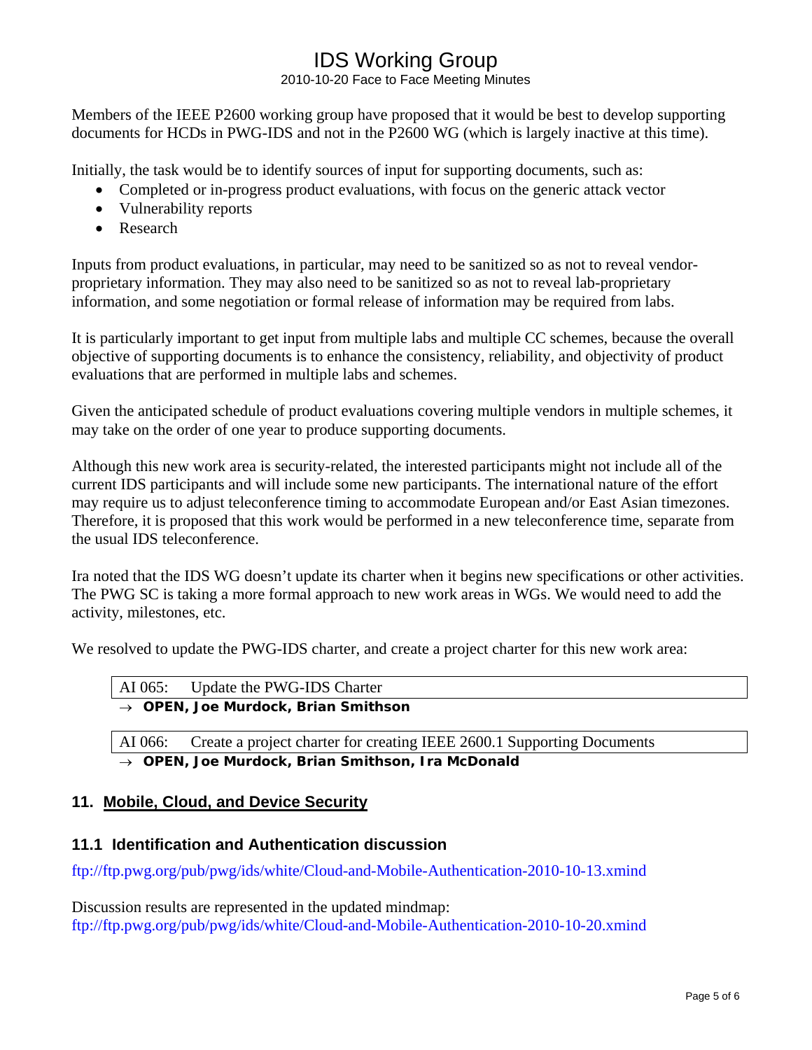Members of the IEEE P2600 working group have proposed that it would be best to develop supporting documents for HCDs in PWG-IDS and not in the P2600 WG (which is largely inactive at this time).

Initially, the task would be to identify sources of input for supporting documents, such as:

- Completed or in-progress product evaluations, with focus on the generic attack vector
- Vulnerability reports
- Research

Inputs from product evaluations, in particular, may need to be sanitized so as not to reveal vendor-proprietary information. They may also need to be sanitized so as not to reveal lab-proprietary information, and some negotiation or formal release of information may be required from labs.

It is particularly important to get input from multiple labs and multiple CC schemes, because the overall objective of supporting documents is to enhance the consistency, reliability, and objectivity of product evaluations that are performed in multiple labs and schemes.

Given the anticipated schedule of product evaluations covering multiple vendors in multiple schemes, it may take on the order of one year to produce supporting documents.

Although this new work area is security-related, the interested participants might not include all of the current IDS participants and will include some new participants. The international nature of the effort may require us to adjust teleconference timing to accommodate European and/or East Asian timezones. Therefore, it is proposed that this work would be performed in a new teleconference time, separate from the usual IDS teleconference.

Ira noted that the IDS WG doesn't update its charter when it begins new specifications or other activities. The PWG SC is taking a more formal approach to new work areas in WGs. We would need to add the activity, milestones, etc.

We resolved to update the PWG-IDS charter, and create a project charter for this new work area:

| AI 065: Update the PWG-IDS Charter |
|---|

→ **OPEN, Joe Murdock, Brian Smithson**

| AI 066: Create a project charter for creating IEEE 2600.1 Supporting Documents |
|---|

→ **OPEN, Joe Murdock, Brian Smithson, Ira McDonald**

## 11. Mobile, Cloud, and Device Security

### 11.1 Identification and Authentication discussion

ftp://ftp.pwg.org/pub/pwg/ids/white/Cloud-and-Mobile-Authentication-2010-10-13.xmind

Discussion results are represented in the updated mindmap:
ftp://ftp.pwg.org/pub/pwg/ids/white/Cloud-and-Mobile-Authentication-2010-10-20.xmind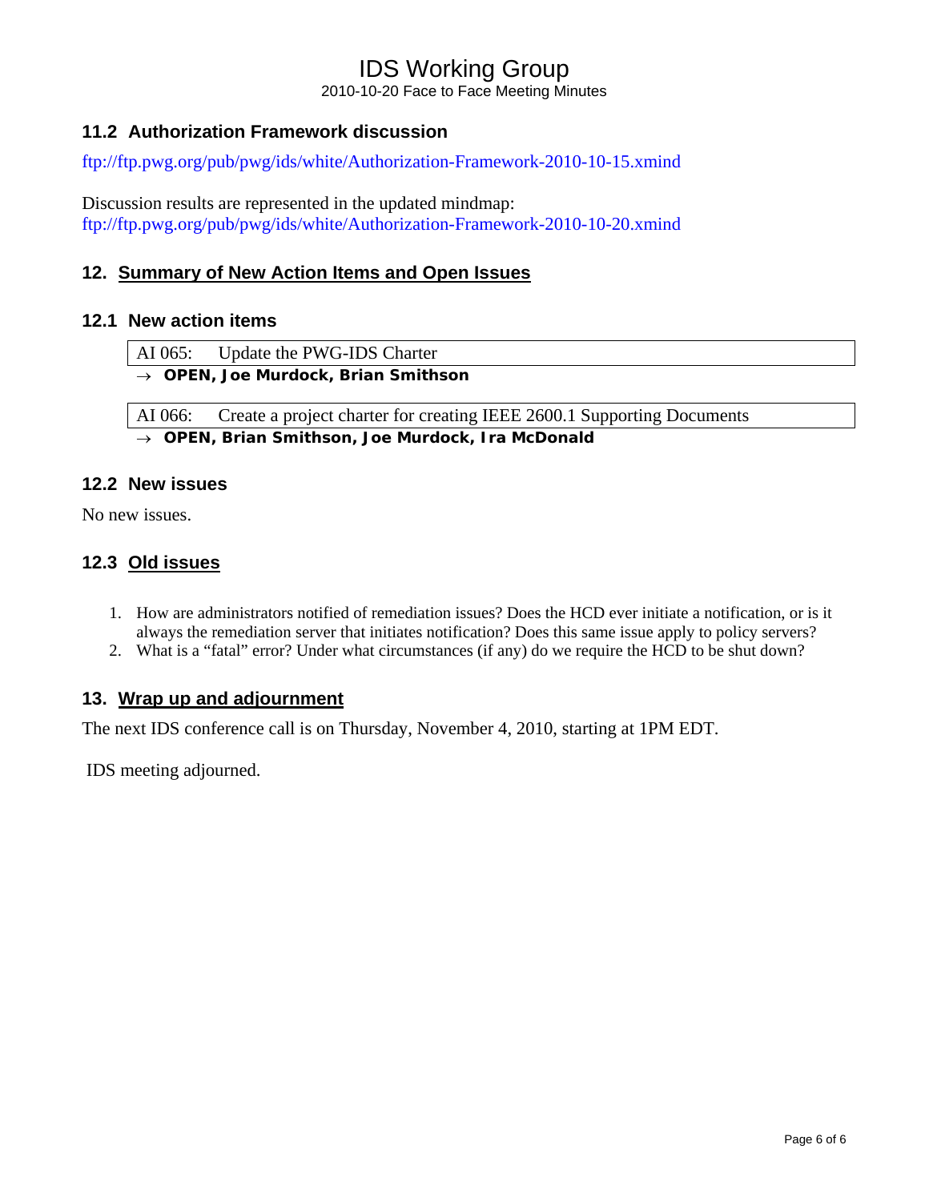### 11.2 Authorization Framework discussion

ftp://ftp.pwg.org/pub/pwg/ids/white/Authorization-Framework-2010-10-15.xmind

Discussion results are represented in the updated mindmap:
ftp://ftp.pwg.org/pub/pwg/ids/white/Authorization-Framework-2010-10-20.xmind

## 12. Summary of New Action Items and Open Issues

### 12.1 New action items

| | |
|---|---|
| AI 065: | Update the PWG-IDS Charter |

→ **OPEN, Joe Murdock, Brian Smithson**

| | |
|---|---|
| AI 066: | Create a project charter for creating IEEE 2600.1 Supporting Documents |

→ **OPEN, Brian Smithson, Joe Murdock, Ira McDonald**

### 12.2 New issues

No new issues.

### 12.3 Old issues

1. How are administrators notified of remediation issues? Does the HCD ever initiate a notification, or is it always the remediation server that initiates notification? Does this same issue apply to policy servers?
2. What is a "fatal" error? Under what circumstances (if any) do we require the HCD to be shut down?

## 13. Wrap up and adjournment

The next IDS conference call is on Thursday, November 4, 2010, starting at 1PM EDT.

IDS meeting adjourned.